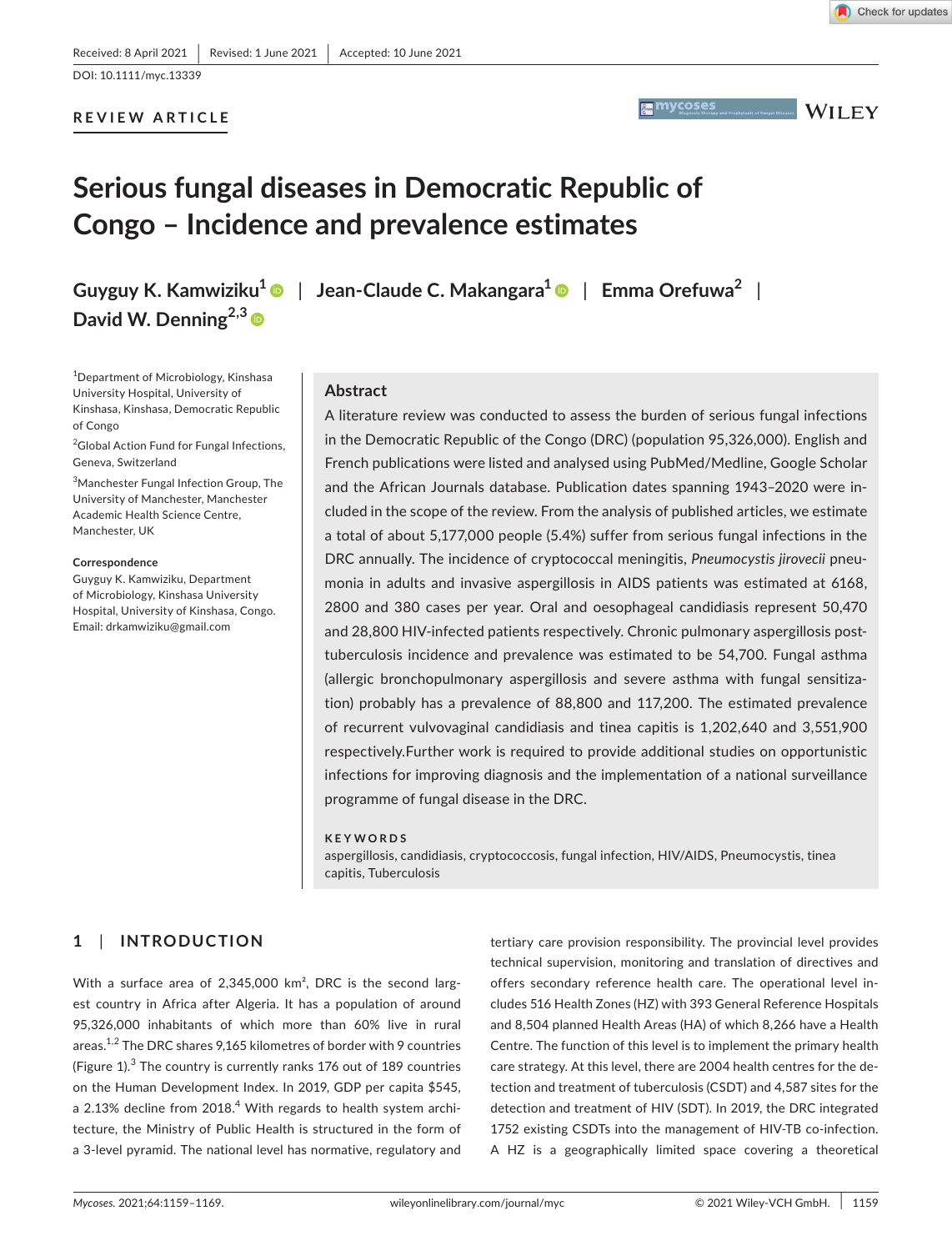Received: 8 April 2021 | Revised: 1 June 2021 | Accepted: 10 June 2021

DOI: 10.1111/myc.13339

REVIEW ARTICLE

# Serious fungal diseases in Democratic Republic of Congo – Incidence and prevalence estimates

**Guyguy K. Kamwiziku[1]** | **Jean-Claude C. Makangara[1]** | **Emma Orefuwa[2]** | **David W. Denning[2,3]**

[1]Department of Microbiology, Kinshasa University Hospital, University of Kinshasa, Kinshasa, Democratic Republic of Congo

[2]Global Action Fund for Fungal Infections, Geneva, Switzerland

[3]Manchester Fungal Infection Group, The University of Manchester, Manchester Academic Health Science Centre, Manchester, UK

**Correspondence**
Guyguy K. Kamwiziku, Department of Microbiology, Kinshasa University Hospital, University of Kinshasa, Congo.
Email: drkamwiziku@gmail.com

## Abstract

A literature review was conducted to assess the burden of serious fungal infections in the Democratic Republic of the Congo (DRC) (population 95,326,000). English and French publications were listed and analysed using PubMed/Medline, Google Scholar and the African Journals database. Publication dates spanning 1943–2020 were included in the scope of the review. From the analysis of published articles, we estimate a total of about 5,177,000 people (5.4%) suffer from serious fungal infections in the DRC annually. The incidence of cryptococcal meningitis, *Pneumocystis jirovecii* pneumonia in adults and invasive aspergillosis in AIDS patients was estimated at 6168, 2800 and 380 cases per year. Oral and oesophageal candidiasis represent 50,470 and 28,800 HIV-infected patients respectively. Chronic pulmonary aspergillosis post-tuberculosis incidence and prevalence was estimated to be 54,700. Fungal asthma (allergic bronchopulmonary aspergillosis and severe asthma with fungal sensitization) probably has a prevalence of 88,800 and 117,200. The estimated prevalence of recurrent vulvovaginal candidiasis and tinea capitis is 1,202,640 and 3,551,900 respectively.Further work is required to provide additional studies on opportunistic infections for improving diagnosis and the implementation of a national surveillance programme of fungal disease in the DRC.

**KEYWORDS**

aspergillosis, candidiasis, cryptococcosis, fungal infection, HIV/AIDS, Pneumocystis, tinea capitis, Tuberculosis

## 1 | INTRODUCTION

With a surface area of 2,345,000 km², DRC is the second largest country in Africa after Algeria. It has a population of around 95,326,000 inhabitants of which more than 60% live in rural areas.[1,2] The DRC shares 9,165 kilometres of border with 9 countries (Figure 1).[3] The country is currently ranks 176 out of 189 countries on the Human Development Index. In 2019, GDP per capita $545, a 2.13% decline from 2018.[4] With regards to health system architecture, the Ministry of Public Health is structured in the form of a 3-level pyramid. The national level has normative, regulatory and tertiary care provision responsibility. The provincial level provides technical supervision, monitoring and translation of directives and offers secondary reference health care. The operational level includes 516 Health Zones (HZ) with 393 General Reference Hospitals and 8,504 planned Health Areas (HA) of which 8,266 have a Health Centre. The function of this level is to implement the primary health care strategy. At this level, there are 2004 health centres for the detection and treatment of tuberculosis (CSDT) and 4,587 sites for the detection and treatment of HIV (SDT). In 2019, the DRC integrated 1752 existing CSDTs into the management of HIV-TB co-infection. A HZ is a geographically limited space covering a theoretical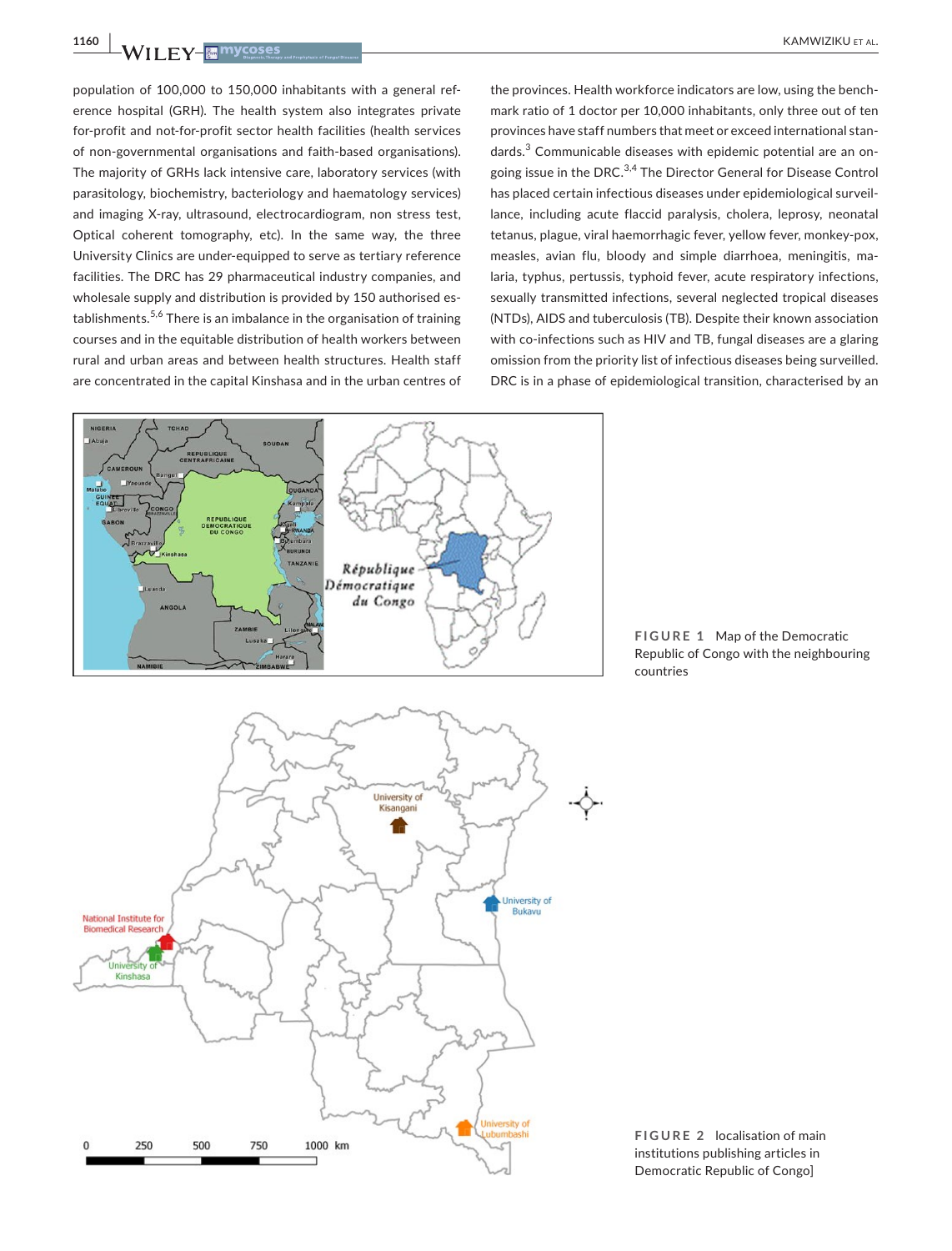population of 100,000 to 150,000 inhabitants with a general reference hospital (GRH). The health system also integrates private for-profit and not-for-profit sector health facilities (health services of non-governmental organisations and faith-based organisations). The majority of GRHs lack intensive care, laboratory services (with parasitology, biochemistry, bacteriology and haematology services) and imaging X-ray, ultrasound, electrocardiogram, non stress test, Optical coherent tomography, etc). In the same way, the three University Clinics are under-equipped to serve as tertiary reference facilities. The DRC has 29 pharmaceutical industry companies, and wholesale supply and distribution is provided by 150 authorised establishments.[5,6] There is an imbalance in the organisation of training courses and in the equitable distribution of health workers between rural and urban areas and between health structures. Health staff are concentrated in the capital Kinshasa and in the urban centres of the provinces. Health workforce indicators are low, using the benchmark ratio of 1 doctor per 10,000 inhabitants, only three out of ten provinces have staff numbers that meet or exceed international standards.[3] Communicable diseases with epidemic potential are an ongoing issue in the DRC.[3,4] The Director General for Disease Control has placed certain infectious diseases under epidemiological surveillance, including acute flaccid paralysis, cholera, leprosy, neonatal tetanus, plague, viral haemorrhagic fever, yellow fever, monkey-pox, measles, avian flu, bloody and simple diarrhoea, meningitis, malaria, typhus, pertussis, typhoid fever, acute respiratory infections, sexually transmitted infections, several neglected tropical diseases (NTDs), AIDS and tuberculosis (TB). Despite their known association with co-infections such as HIV and TB, fungal diseases are a glaring omission from the priority list of infectious diseases being surveilled. DRC is in a phase of epidemiological transition, characterised by an

**FIGURE 1** Map of the Democratic Republic of Congo with the neighbouring countries

**FIGURE 2** localisation of main institutions publishing articles in Democratic Republic of Congo]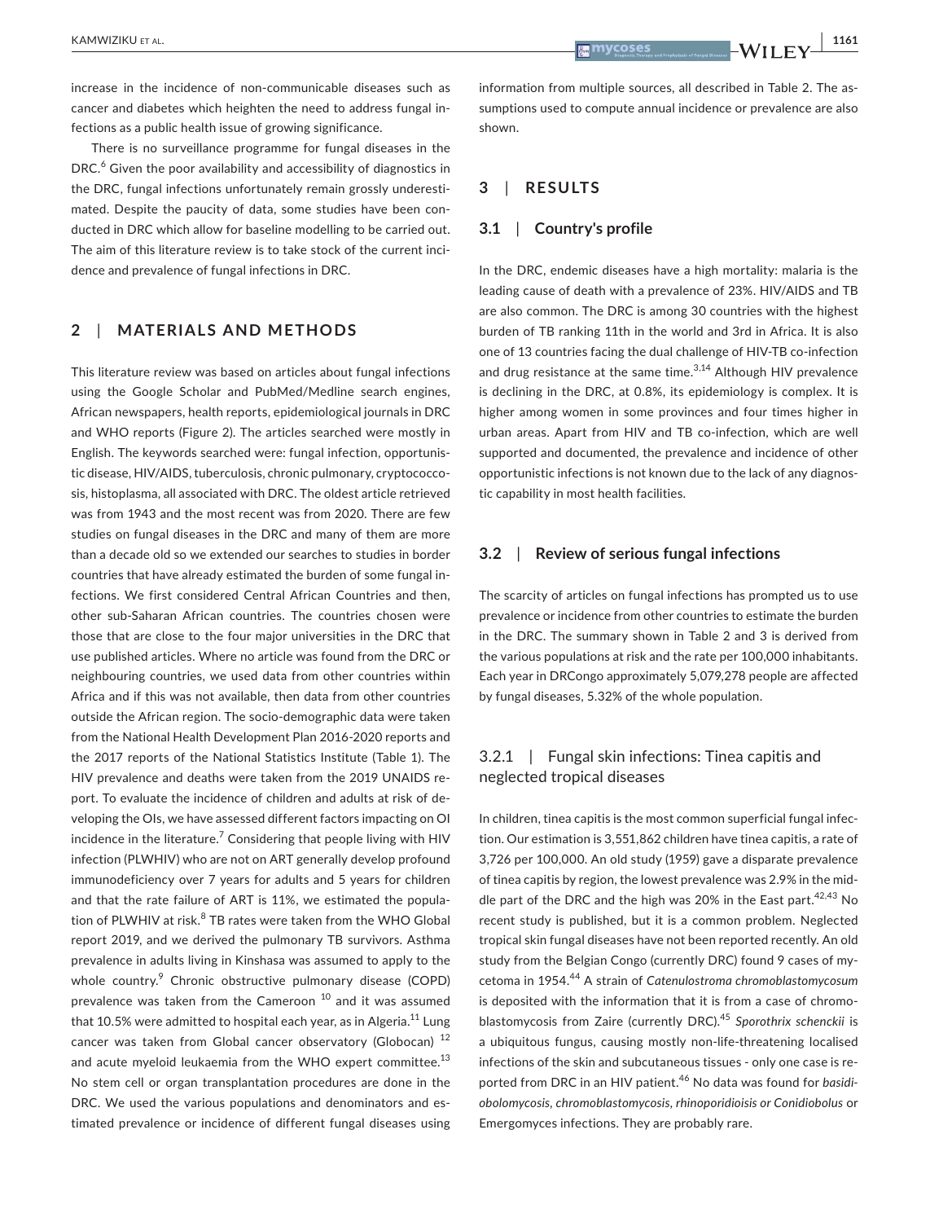increase in the incidence of non-communicable diseases such as cancer and diabetes which heighten the need to address fungal infections as a public health issue of growing significance.

There is no surveillance programme for fungal diseases in the DRC.[6] Given the poor availability and accessibility of diagnostics in the DRC, fungal infections unfortunately remain grossly underestimated. Despite the paucity of data, some studies have been conducted in DRC which allow for baseline modelling to be carried out. The aim of this literature review is to take stock of the current incidence and prevalence of fungal infections in DRC.

## 2 | MATERIALS AND METHODS

This literature review was based on articles about fungal infections using the Google Scholar and PubMed/Medline search engines, African newspapers, health reports, epidemiological journals in DRC and WHO reports (Figure 2). The articles searched were mostly in English. The keywords searched were: fungal infection, opportunistic disease, HIV/AIDS, tuberculosis, chronic pulmonary, cryptococcosis, histoplasma, all associated with DRC. The oldest article retrieved was from 1943 and the most recent was from 2020. There are few studies on fungal diseases in the DRC and many of them are more than a decade old so we extended our searches to studies in border countries that have already estimated the burden of some fungal infections. We first considered Central African Countries and then, other sub-Saharan African countries. The countries chosen were those that are close to the four major universities in the DRC that use published articles. Where no article was found from the DRC or neighbouring countries, we used data from other countries within Africa and if this was not available, then data from other countries outside the African region. The socio-demographic data were taken from the National Health Development Plan 2016-2020 reports and the 2017 reports of the National Statistics Institute (Table 1). The HIV prevalence and deaths were taken from the 2019 UNAIDS report. To evaluate the incidence of children and adults at risk of developing the OIs, we have assessed different factors impacting on OI incidence in the literature.[7] Considering that people living with HIV infection (PLWHIV) who are not on ART generally develop profound immunodeficiency over 7 years for adults and 5 years for children and that the rate failure of ART is 11%, we estimated the population of PLWHIV at risk.[8] TB rates were taken from the WHO Global report 2019, and we derived the pulmonary TB survivors. Asthma prevalence in adults living in Kinshasa was assumed to apply to the whole country.[9] Chronic obstructive pulmonary disease (COPD) prevalence was taken from the Cameroon [10] and it was assumed that 10.5% were admitted to hospital each year, as in Algeria.[11] Lung cancer was taken from Global cancer observatory (Globocan) [12] and acute myeloid leukaemia from the WHO expert committee.[13] No stem cell or organ transplantation procedures are done in the DRC. We used the various populations and denominators and estimated prevalence or incidence of different fungal diseases using information from multiple sources, all described in Table 2. The assumptions used to compute annual incidence or prevalence are also shown.

## 3 | RESULTS

### 3.1 | Country's profile

In the DRC, endemic diseases have a high mortality: malaria is the leading cause of death with a prevalence of 23%. HIV/AIDS and TB are also common. The DRC is among 30 countries with the highest burden of TB ranking 11th in the world and 3rd in Africa. It is also one of 13 countries facing the dual challenge of HIV-TB co-infection and drug resistance at the same time.[3,14] Although HIV prevalence is declining in the DRC, at 0.8%, its epidemiology is complex. It is higher among women in some provinces and four times higher in urban areas. Apart from HIV and TB co-infection, which are well supported and documented, the prevalence and incidence of other opportunistic infections is not known due to the lack of any diagnostic capability in most health facilities.

### 3.2 | Review of serious fungal infections

The scarcity of articles on fungal infections has prompted us to use prevalence or incidence from other countries to estimate the burden in the DRC. The summary shown in Table 2 and 3 is derived from the various populations at risk and the rate per 100,000 inhabitants. Each year in DRCongo approximately 5,079,278 people are affected by fungal diseases, 5.32% of the whole population.

#### 3.2.1 | Fungal skin infections: Tinea capitis and neglected tropical diseases

In children, tinea capitis is the most common superficial fungal infection. Our estimation is 3,551,862 children have tinea capitis, a rate of 3,726 per 100,000. An old study (1959) gave a disparate prevalence of tinea capitis by region, the lowest prevalence was 2.9% in the middle part of the DRC and the high was 20% in the East part.[42,43] No recent study is published, but it is a common problem. Neglected tropical skin fungal diseases have not been reported recently. An old study from the Belgian Congo (currently DRC) found 9 cases of mycetoma in 1954.[44] A strain of *Catenulostroma chromoblastomycosum* is deposited with the information that it is from a case of chromoblastomycosis from Zaire (currently DRC).[45] *Sporothrix schenckii* is a ubiquitous fungus, causing mostly non-life-threatening localised infections of the skin and subcutaneous tissues - only one case is reported from DRC in an HIV patient.[46] No data was found for *basidiobolomycosis*, *chromoblastomycosis*, *rhinoporidioisis or Conidiobolus* or Emergomyces infections. They are probably rare.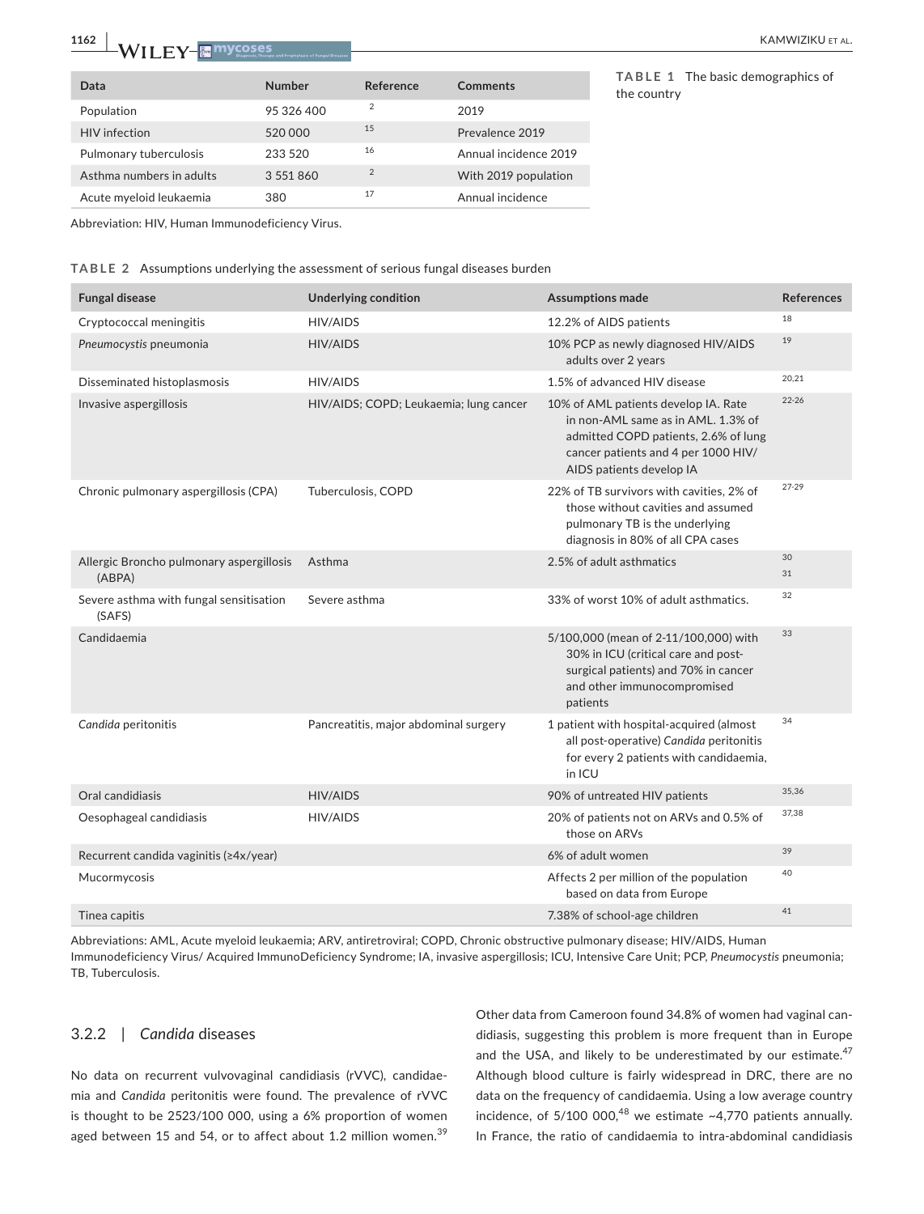**TABLE 1** The basic demographics of the country

| Data | Number | Reference | Comments |
|---|---|---|---|
| Population | 95 326 400 | 2 | 2019 |
| HIV infection | 520 000 | 15 | Prevalence 2019 |
| Pulmonary tuberculosis | 233 520 | 16 | Annual incidence 2019 |
| Asthma numbers in adults | 3 551 860 | 2 | With 2019 population |
| Acute myeloid leukaemia | 380 | 17 | Annual incidence |

Abbreviation: HIV, Human Immunodeficiency Virus.

**TABLE 2** Assumptions underlying the assessment of serious fungal diseases burden

| Fungal disease | Underlying condition | Assumptions made | References |
|---|---|---|---|
| Cryptococcal meningitis | HIV/AIDS | 12.2% of AIDS patients | 18 |
| *Pneumocystis* pneumonia | HIV/AIDS | 10% PCP as newly diagnosed HIV/AIDS adults over 2 years | 19 |
| Disseminated histoplasmosis | HIV/AIDS | 1.5% of advanced HIV disease | 20,21 |
| Invasive aspergillosis | HIV/AIDS; COPD; Leukaemia; lung cancer | 10% of AML patients develop IA. Rate in non-AML same as in AML. 1.3% of admitted COPD patients, 2.6% of lung cancer patients and 4 per 1000 HIV/AIDS patients develop IA | 22-26 |
| Chronic pulmonary aspergillosis (CPA) | Tuberculosis, COPD | 22% of TB survivors with cavities, 2% of those without cavities and assumed pulmonary TB is the underlying diagnosis in 80% of all CPA cases | 27-29 |
| Allergic Broncho pulmonary aspergillosis (ABPA) | Asthma | 2.5% of adult asthmatics | 30 31 |
| Severe asthma with fungal sensitisation (SAFS) | Severe asthma | 33% of worst 10% of adult asthmatics. | 32 |
| Candidaemia | | 5/100,000 (mean of 2-11/100,000) with 30% in ICU (critical care and post-surgical patients) and 70% in cancer and other immunocompromised patients | 33 |
| *Candida* peritonitis | Pancreatitis, major abdominal surgery | 1 patient with hospital-acquired (almost all post-operative) *Candida* peritonitis for every 2 patients with candidaemia, in ICU | 34 |
| Oral candidiasis | HIV/AIDS | 90% of untreated HIV patients | 35,36 |
| Oesophageal candidiasis | HIV/AIDS | 20% of patients not on ARVs and 0.5% of those on ARVs | 37,38 |
| Recurrent candida vaginitis (≥4x/year) | | 6% of adult women | 39 |
| Mucormycosis | | Affects 2 per million of the population based on data from Europe | 40 |
| Tinea capitis | | 7.38% of school-age children | 41 |

Abbreviations: AML, Acute myeloid leukaemia; ARV, antiretroviral; COPD, Chronic obstructive pulmonary disease; HIV/AIDS, Human Immunodeficiency Virus/ Acquired ImmunoDeficiency Syndrome; IA, invasive aspergillosis; ICU, Intensive Care Unit; PCP, *Pneumocystis* pneumonia; TB, Tuberculosis.

### 3.2.2 | *Candida* diseases

No data on recurrent vulvovaginal candidiasis (rVVC), candidaemia and *Candida* peritonitis were found. The prevalence of rVVC is thought to be 2523/100 000, using a 6% proportion of women aged between 15 and 54, or to affect about 1.2 million women.[39] Other data from Cameroon found 34.8% of women had vaginal candidiasis, suggesting this problem is more frequent than in Europe and the USA, and likely to be underestimated by our estimate.[47] Although blood culture is fairly widespread in DRC, there are no data on the frequency of candidaemia. Using a low average country incidence, of 5/100 000,[48] we estimate ~4,770 patients annually. In France, the ratio of candidaemia to intra-abdominal candidiasis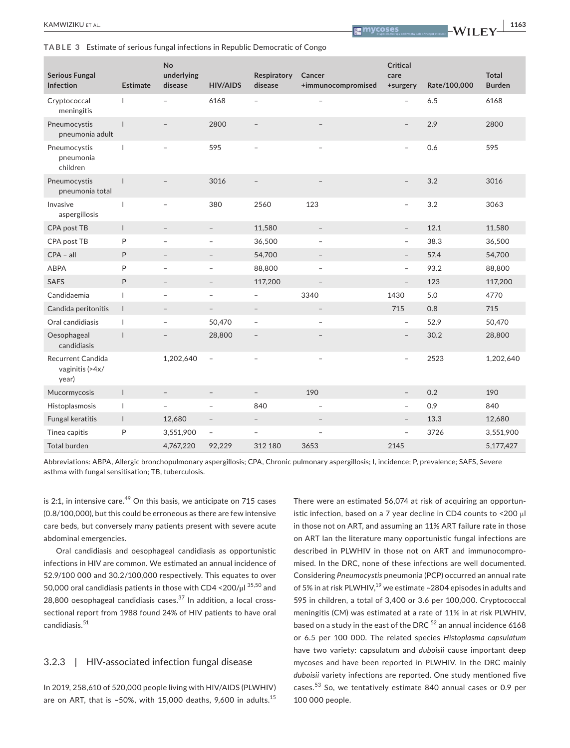**TABLE 3** Estimate of serious fungal infections in Republic Democratic of Congo

| Serious Fungal Infection | Estimate | No underlying disease | HIV/AIDS | Respiratory disease | Cancer +immunocompromised | Critical care +surgery | Rate/100,000 | Total Burden |
|---|---|---|---|---|---|---|---|---|
| Cryptococcal meningitis | I | – | 6168 | – | – | – | 6.5 | 6168 |
| Pneumocystis pneumonia adult | I | – | 2800 | – | – | – | 2.9 | 2800 |
| Pneumocystis pneumonia children | I | – | 595 | – | – | – | 0.6 | 595 |
| Pneumocystis pneumonia total | I | – | 3016 | – | – | – | 3.2 | 3016 |
| Invasive aspergillosis | I | – | 380 | 2560 | 123 | – | 3.2 | 3063 |
| CPA post TB | I | – | – | 11,580 | – | – | 12.1 | 11,580 |
| CPA post TB | P | – | – | 36,500 | – | – | 38.3 | 36,500 |
| CPA – all | P | – | – | 54,700 | – | – | 57.4 | 54,700 |
| ABPA | P | – | – | 88,800 | – | – | 93.2 | 88,800 |
| SAFS | P | – | – | 117,200 | – | – | 123 | 117,200 |
| Candidaemia | I | – | – | – | 3340 | 1430 | 5.0 | 4770 |
| Candida peritonitis | I | – | – | – | – | 715 | 0.8 | 715 |
| Oral candidiasis | I | – | 50,470 | – | – | – | 52.9 | 50,470 |
| Oesophageal candidiasis | I | – | 28,800 | – | – | – | 30.2 | 28,800 |
| Recurrent Candida vaginitis (>4x/year) | | 1,202,640 | – | – | – | – | 2523 | 1,202,640 |
| Mucormycosis | I | – | – | – | 190 | – | 0.2 | 190 |
| Histoplasmosis | I | – | – | 840 | – | – | 0.9 | 840 |
| Fungal keratitis | I | 12,680 | – | – | – | – | 13.3 | 12,680 |
| Tinea capitis | P | 3,551,900 | – | – | – | – | 3726 | 3,551,900 |
| Total burden | | 4,767,220 | 92,229 | 312 180 | 3653 | 2145 | | 5,177,427 |

Abbreviations: ABPA, Allergic bronchopulmonary aspergillosis; CPA, Chronic pulmonary aspergillosis; I, incidence; P, prevalence; SAFS, Severe asthma with fungal sensitisation; TB, tuberculosis.

is 2:1, in intensive care.[49] On this basis, we anticipate on 715 cases (0.8/100,000), but this could be erroneous as there are few intensive care beds, but conversely many patients present with severe acute abdominal emergencies.

Oral candidiasis and oesophageal candidiasis as opportunistic infections in HIV are common. We estimated an annual incidence of 52.9/100 000 and 30.2/100,000 respectively. This equates to over 50,000 oral candidiasis patients in those with CD4 <200/µl [35,50] and 28,800 oesophageal candidiasis cases.[37] In addition, a local cross-sectional report from 1988 found 24% of HIV patients to have oral candidiasis.[51]

### 3.2.3 | HIV-associated infection fungal disease

In 2019, 258,610 of 520,000 people living with HIV/AIDS (PLWHIV) are on ART, that is ~50%, with 15,000 deaths, 9,600 in adults.[15] There were an estimated 56,074 at risk of acquiring an opportunistic infection, based on a 7 year decline in CD4 counts to <200 µl in those not on ART, and assuming an 11% ART failure rate in those on ART Ian the literature many opportunistic fungal infections are described in PLWHIV in those not on ART and immunocompromised. In the DRC, none of these infections are well documented. Considering *Pneumocystis* pneumonia (PCP) occurred an annual rate of 5% in at risk PLWHIV,[19] we estimate ~2804 episodes in adults and 595 in children, a total of 3,400 or 3.6 per 100,000. Cryptococcal meningitis (CM) was estimated at a rate of 11% in at risk PLWHIV, based on a study in the east of the DRC [52] an annual incidence 6168 or 6.5 per 100 000. The related species *Histoplasma capsulatum* have two variety: capsulatum and *duboisii* cause important deep mycoses and have been reported in PLWHIV. In the DRC mainly *duboisii* variety infections are reported. One study mentioned five cases.[53] So, we tentatively estimate 840 annual cases or 0.9 per 100 000 people.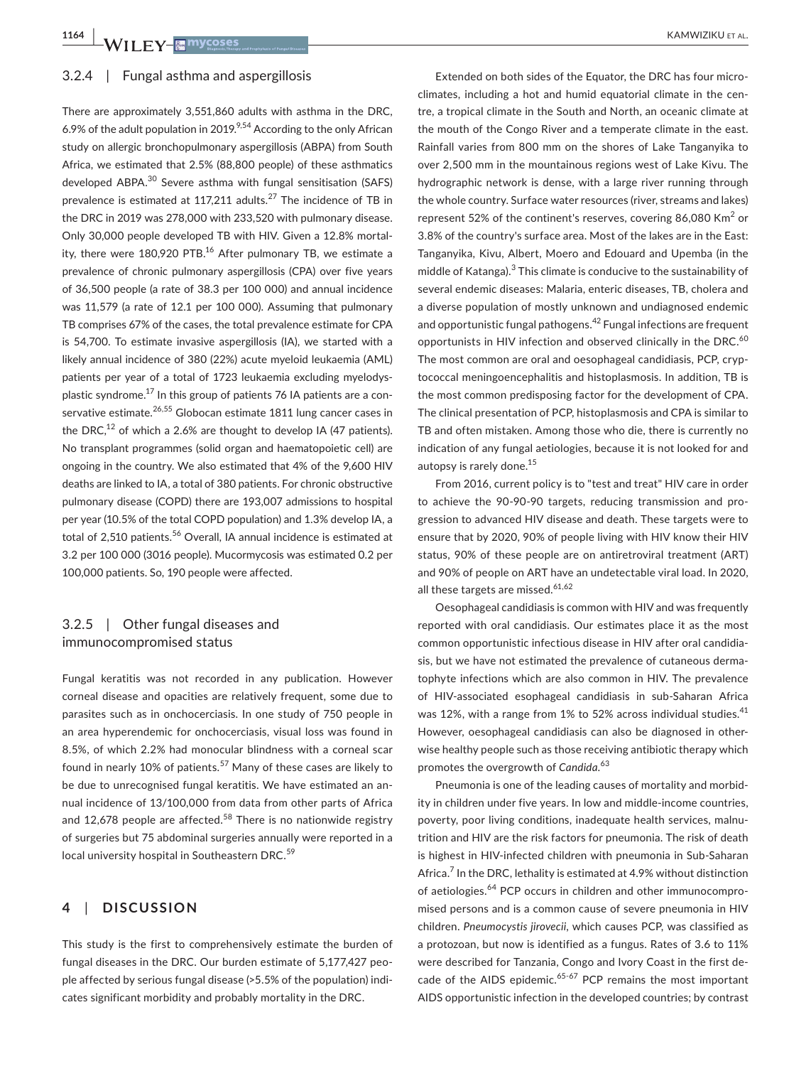### 3.2.4 | Fungal asthma and aspergillosis

There are approximately 3,551,860 adults with asthma in the DRC, 6.9% of the adult population in 2019.[9,54] According to the only African study on allergic bronchopulmonary aspergillosis (ABPA) from South Africa, we estimated that 2.5% (88,800 people) of these asthmatics developed ABPA.[30] Severe asthma with fungal sensitisation (SAFS) prevalence is estimated at 117,211 adults.[27] The incidence of TB in the DRC in 2019 was 278,000 with 233,520 with pulmonary disease. Only 30,000 people developed TB with HIV. Given a 12.8% mortality, there were 180,920 PTB.[16] After pulmonary TB, we estimate a prevalence of chronic pulmonary aspergillosis (CPA) over five years of 36,500 people (a rate of 38.3 per 100 000) and annual incidence was 11,579 (a rate of 12.1 per 100 000). Assuming that pulmonary TB comprises 67% of the cases, the total prevalence estimate for CPA is 54,700. To estimate invasive aspergillosis (IA), we started with a likely annual incidence of 380 (22%) acute myeloid leukaemia (AML) patients per year of a total of 1723 leukaemia excluding myelodysplastic syndrome.[17] In this group of patients 76 IA patients are a conservative estimate.[26,55] Globocan estimate 1811 lung cancer cases in the DRC,[12] of which a 2.6% are thought to develop IA (47 patients). No transplant programmes (solid organ and haematopoietic cell) are ongoing in the country. We also estimated that 4% of the 9,600 HIV deaths are linked to IA, a total of 380 patients. For chronic obstructive pulmonary disease (COPD) there are 193,007 admissions to hospital per year (10.5% of the total COPD population) and 1.3% develop IA, a total of 2,510 patients.[56] Overall, IA annual incidence is estimated at 3.2 per 100 000 (3016 people). Mucormycosis was estimated 0.2 per 100,000 patients. So, 190 people were affected.

### 3.2.5 | Other fungal diseases and immunocompromised status

Fungal keratitis was not recorded in any publication. However corneal disease and opacities are relatively frequent, some due to parasites such as in onchocerciasis. In one study of 750 people in an area hyperendemic for onchocerciasis, visual loss was found in 8.5%, of which 2.2% had monocular blindness with a corneal scar found in nearly 10% of patients.[57] Many of these cases are likely to be due to unrecognised fungal keratitis. We have estimated an annual incidence of 13/100,000 from data from other parts of Africa and 12,678 people are affected.[58] There is no nationwide registry of surgeries but 75 abdominal surgeries annually were reported in a local university hospital in Southeastern DRC.[59]

## 4 | DISCUSSION

This study is the first to comprehensively estimate the burden of fungal diseases in the DRC. Our burden estimate of 5,177,427 people affected by serious fungal disease (>5.5% of the population) indicates significant morbidity and probably mortality in the DRC.

Extended on both sides of the Equator, the DRC has four microclimates, including a hot and humid equatorial climate in the centre, a tropical climate in the South and North, an oceanic climate at the mouth of the Congo River and a temperate climate in the east. Rainfall varies from 800 mm on the shores of Lake Tanganyika to over 2,500 mm in the mountainous regions west of Lake Kivu. The hydrographic network is dense, with a large river running through the whole country. Surface water resources (river, streams and lakes) represent 52% of the continent's reserves, covering 86,080 $Km^2$ or 3.8% of the country's surface area. Most of the lakes are in the East: Tanganyika, Kivu, Albert, Moero and Edouard and Upemba (in the middle of Katanga).[3] This climate is conducive to the sustainability of several endemic diseases: Malaria, enteric diseases, TB, cholera and a diverse population of mostly unknown and undiagnosed endemic and opportunistic fungal pathogens.[42] Fungal infections are frequent opportunists in HIV infection and observed clinically in the DRC.[60] The most common are oral and oesophageal candidiasis, PCP, cryptococcal meningoencephalitis and histoplasmosis. In addition, TB is the most common predisposing factor for the development of CPA. The clinical presentation of PCP, histoplasmosis and CPA is similar to TB and often mistaken. Among those who die, there is currently no indication of any fungal aetiologies, because it is not looked for and autopsy is rarely done.[15]

From 2016, current policy is to "test and treat" HIV care in order to achieve the 90-90-90 targets, reducing transmission and progression to advanced HIV disease and death. These targets were to ensure that by 2020, 90% of people living with HIV know their HIV status, 90% of these people are on antiretroviral treatment (ART) and 90% of people on ART have an undetectable viral load. In 2020, all these targets are missed.[61,62]

Oesophageal candidiasis is common with HIV and was frequently reported with oral candidiasis. Our estimates place it as the most common opportunistic infectious disease in HIV after oral candidiasis, but we have not estimated the prevalence of cutaneous dermatophyte infections which are also common in HIV. The prevalence of HIV-associated esophageal candidiasis in sub-Saharan Africa was 12%, with a range from 1% to 52% across individual studies.[41] However, oesophageal candidiasis can also be diagnosed in otherwise healthy people such as those receiving antibiotic therapy which promotes the overgrowth of *Candida*.[63]

Pneumonia is one of the leading causes of mortality and morbidity in children under five years. In low and middle-income countries, poverty, poor living conditions, inadequate health services, malnutrition and HIV are the risk factors for pneumonia. The risk of death is highest in HIV-infected children with pneumonia in Sub-Saharan Africa.[7] In the DRC, lethality is estimated at 4.9% without distinction of aetiologies.[64] PCP occurs in children and other immunocompromised persons and is a common cause of severe pneumonia in HIV children. *Pneumocystis jirovecii*, which causes PCP, was classified as a protozoan, but now is identified as a fungus. Rates of 3.6 to 11% were described for Tanzania, Congo and Ivory Coast in the first decade of the AIDS epidemic.[65-67] PCP remains the most important AIDS opportunistic infection in the developed countries; by contrast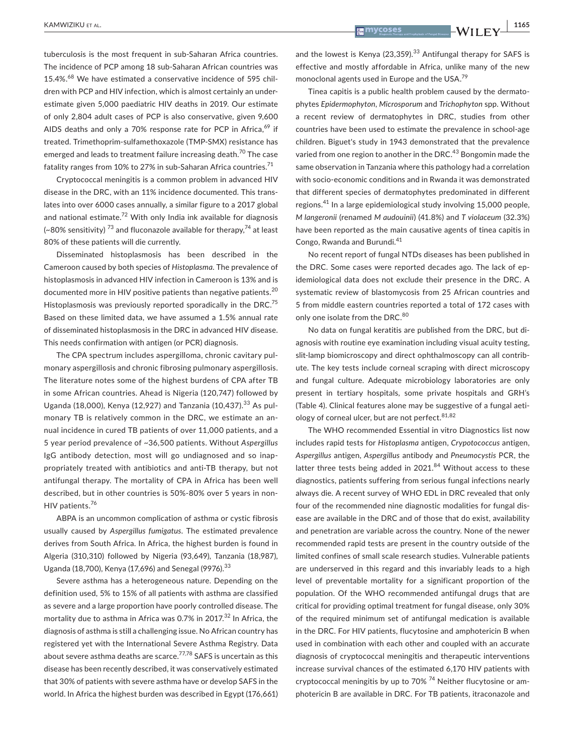tuberculosis is the most frequent in sub-Saharan Africa countries. The incidence of PCP among 18 sub-Saharan African countries was 15.4%.[68] We have estimated a conservative incidence of 595 children with PCP and HIV infection, which is almost certainly an underestimate given 5,000 paediatric HIV deaths in 2019. Our estimate of only 2,804 adult cases of PCP is also conservative, given 9,600 AIDS deaths and only a 70% response rate for PCP in Africa,[69] if treated. Trimethoprim-sulfamethoxazole (TMP-SMX) resistance has emerged and leads to treatment failure increasing death.[70] The case fatality ranges from 10% to 27% in sub-Saharan Africa countries.[71]

Cryptococcal meningitis is a common problem in advanced HIV disease in the DRC, with an 11% incidence documented. This translates into over 6000 cases annually, a similar figure to a 2017 global and national estimate.[72] With only India ink available for diagnosis (~80% sensitivity) [73] and fluconazole available for therapy,[74] at least 80% of these patients will die currently.

Disseminated histoplasmosis has been described in the Cameroon caused by both species of *Histoplasma*. The prevalence of histoplasmosis in advanced HIV infection in Cameroon is 13% and is documented more in HIV positive patients than negative patients.[20] Histoplasmosis was previously reported sporadically in the DRC.[75] Based on these limited data, we have assumed a 1.5% annual rate of disseminated histoplasmosis in the DRC in advanced HIV disease. This needs confirmation with antigen (or PCR) diagnosis.

The CPA spectrum includes aspergilloma, chronic cavitary pulmonary aspergillosis and chronic fibrosing pulmonary aspergillosis. The literature notes some of the highest burdens of CPA after TB in some African countries. Ahead is Nigeria (120,747) followed by Uganda (18,000), Kenya (12,927) and Tanzania (10,437).[33] As pulmonary TB is relatively common in the DRC, we estimate an annual incidence in cured TB patients of over 11,000 patients, and a 5 year period prevalence of ~36,500 patients. Without *Aspergillus* IgG antibody detection, most will go undiagnosed and so inappropriately treated with antibiotics and anti-TB therapy, but not antifungal therapy. The mortality of CPA in Africa has been well described, but in other countries is 50%-80% over 5 years in non-HIV patients.[76]

ABPA is an uncommon complication of asthma or cystic fibrosis usually caused by *Aspergillus fumigatus*. The estimated prevalence derives from South Africa. In Africa, the highest burden is found in Algeria (310,310) followed by Nigeria (93,649), Tanzania (18,987), Uganda (18,700), Kenya (17,696) and Senegal (9976).[33]

Severe asthma has a heterogeneous nature. Depending on the definition used, 5% to 15% of all patients with asthma are classified as severe and a large proportion have poorly controlled disease. The mortality due to asthma in Africa was 0.7% in 2017.[32] In Africa, the diagnosis of asthma is still a challenging issue. No African country has registered yet with the International Severe Asthma Registry. Data about severe asthma deaths are scarce.[77,78] SAFS is uncertain as this disease has been recently described, it was conservatively estimated that 30% of patients with severe asthma have or develop SAFS in the world. In Africa the highest burden was described in Egypt (176,661) and the lowest is Kenya (23,359).[33] Antifungal therapy for SAFS is effective and mostly affordable in Africa, unlike many of the new monoclonal agents used in Europe and the USA.[79]

Tinea capitis is a public health problem caused by the dermatophytes *Epidermophyton*, *Microsporum* and *Trichophyton* spp. Without a recent review of dermatophytes in DRC, studies from other countries have been used to estimate the prevalence in school-age children. Biguet's study in 1943 demonstrated that the prevalence varied from one region to another in the DRC.[43] Bongomin made the same observation in Tanzania where this pathology had a correlation with socio-economic conditions and in Rwanda it was demonstrated that different species of dermatophytes predominated in different regions.[41] In a large epidemiological study involving 15,000 people, *M langeronii* (renamed *M audouinii*) (41.8%) and *T violaceum* (32.3%) have been reported as the main causative agents of tinea capitis in Congo, Rwanda and Burundi.[41]

No recent report of fungal NTDs diseases has been published in the DRC. Some cases were reported decades ago. The lack of epidemiological data does not exclude their presence in the DRC. A systematic review of blastomycosis from 25 African countries and 5 from middle eastern countries reported a total of 172 cases with only one isolate from the DRC.[80]

No data on fungal keratitis are published from the DRC, but diagnosis with routine eye examination including visual acuity testing, slit-lamp biomicroscopy and direct ophthalmoscopy can all contribute. The key tests include corneal scraping with direct microscopy and fungal culture. Adequate microbiology laboratories are only present in tertiary hospitals, some private hospitals and GRH's (Table 4). Clinical features alone may be suggestive of a fungal aetiology of corneal ulcer, but are not perfect.[81,82]

The WHO recommended Essential in vitro Diagnostics list now includes rapid tests for *Histoplasma* antigen, *Crypotococcus* antigen, *Aspergillus* antigen, *Aspergillus* antibody and *Pneumocystis* PCR, the latter three tests being added in 2021.[84] Without access to these diagnostics, patients suffering from serious fungal infections nearly always die. A recent survey of WHO EDL in DRC revealed that only four of the recommended nine diagnostic modalities for fungal disease are available in the DRC and of those that do exist, availability and penetration are variable across the country. None of the newer recommended rapid tests are present in the country outside of the limited confines of small scale research studies. Vulnerable patients are underserved in this regard and this invariably leads to a high level of preventable mortality for a significant proportion of the population. Of the WHO recommended antifungal drugs that are critical for providing optimal treatment for fungal disease, only 30% of the required minimum set of antifungal medication is available in the DRC. For HIV patients, flucytosine and amphotericin B when used in combination with each other and coupled with an accurate diagnosis of cryptococcal meningitis and therapeutic interventions increase survival chances of the estimated 6,170 HIV patients with cryptococcal meningitis by up to 70% [74] Neither flucytosine or amphotericin B are available in DRC. For TB patients, itraconazole and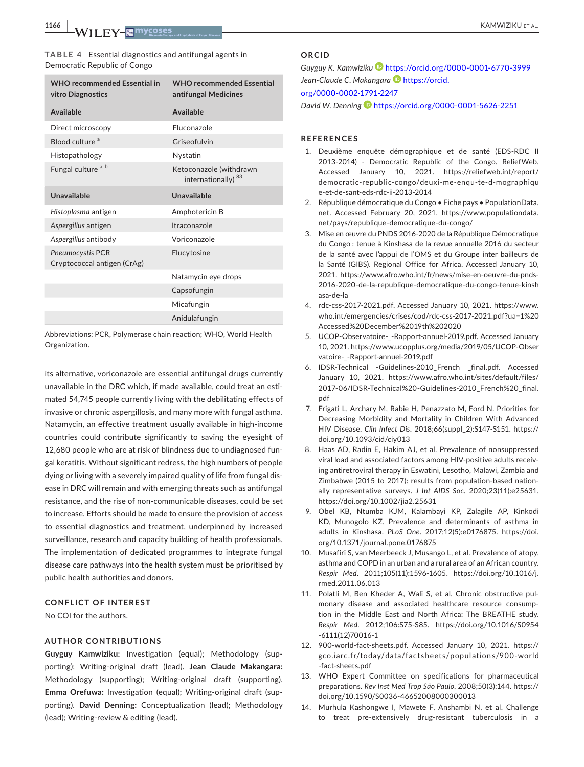**TABLE 4** Essential diagnostics and antifungal agents in Democratic Republic of Congo

| WHO recommended Essential in vitro Diagnostics | WHO recommended Essential antifungal Medicines |
|---|---|
| **Available** | **Available** |
| Direct microscopy | Fluconazole |
| Blood culture [a] | Griseofulvin |
| Histopathology | Nystatin |
| Fungal culture [a, b] | Ketoconazole (withdrawn internationally) [83] |
| **Unavailable** | **Unavailable** |
| *Histoplasma* antigen | Amphotericin B |
| *Aspergillus* antigen | Itraconazole |
| *Aspergillus* antibody | Voriconazole |
| *Pneumocystis* PCR<br>Cryptococcal antigen (CrAg) | Flucytosine |
| | Natamycin eye drops |
| | Capsofungin |
| | Micafungin |
| | Anidulafungin |

Abbreviations: PCR, Polymerase chain reaction; WHO, World Health Organization.

its alternative, voriconazole are essential antifungal drugs currently unavailable in the DRC which, if made available, could treat an estimated 54,745 people currently living with the debilitating effects of invasive or chronic aspergillosis, and many more with fungal asthma. Natamycin, an effective treatment usually available in high-income countries could contribute significantly to saving the eyesight of 12,680 people who are at risk of blindness due to undiagnosed fungal keratitis. Without significant redress, the high numbers of people dying or living with a severely impaired quality of life from fungal disease in DRC will remain and with emerging threats such as antifungal resistance, and the rise of non-communicable diseases, could be set to increase. Efforts should be made to ensure the provision of access to essential diagnostics and treatment, underpinned by increased surveillance, research and capacity building of health professionals. The implementation of dedicated programmes to integrate fungal disease care pathways into the health system must be prioritised by public health authorities and donors.

## CONFLICT OF INTEREST

No COI for the authors.

## AUTHOR CONTRIBUTIONS

**Guyguy Kamwiziku:** Investigation (equal); Methodology (supporting); Writing-original draft (lead). **Jean Claude Makangara:** Methodology (supporting); Writing-original draft (supporting). **Emma Orefuwa:** Investigation (equal); Writing-original draft (supporting). **David Denning:** Conceptualization (lead); Methodology (lead); Writing-review & editing (lead).

## ORCID

*Guyguy K. Kamwiziku* https://orcid.org/0000-0001-6770-3999
*Jean-Claude C. Makangara* https://orcid.org/0000-0002-1791-2247
*David W. Denning* https://orcid.org/0000-0001-5626-2251

## REFERENCES

1. Deuxième enquête démographique et de santé (EDS-RDC II 2013-2014) - Democratic Republic of the Congo. ReliefWeb. Accessed January 10, 2021. https://reliefweb.int/report/democratic-republic-congo/deuxi-me-enqu-te-d-mographique-et-de-sant-eds-rdc-ii-2013-2014
2. République démocratique du Congo • Fiche pays • PopulationData.net. Accessed February 20, 2021. https://www.populationdata.net/pays/republique-democratique-du-congo/
3. Mise en œuvre du PNDS 2016-2020 de la République Démocratique du Congo : tenue à Kinshasa de la revue annuelle 2016 du secteur de la santé avec l'appui de l'OMS et du Groupe inter bailleurs de la Santé (GIBS). Regional Office for Africa. Accessed January 10, 2021. https://www.afro.who.int/fr/news/mise-en-oeuvre-du-pnds-2016-2020-de-la-republique-democratique-du-congo-tenue-kinshasa-de-la
4. rdc-css-2017-2021.pdf. Accessed January 10, 2021. https://www.who.int/emergencies/crises/cod/rdc-css-2017-2021.pdf?ua=1%20Accessed%20December%2019th%202020
5. UCOP-Observatoire-_-Rapport-annuel-2019.pdf. Accessed January 10, 2021. https://www.ucopplus.org/media/2019/05/UCOP-Observatoire-_-Rapport-annuel-2019.pdf
6. IDSR-Technical -Guidelines-2010_French _final.pdf. Accessed January 10, 2021. https://www.afro.who.int/sites/default/files/2017-06/IDSR-Technical%20-Guidelines-2010_French%20_final.pdf
7. Frigati L, Archary M, Rabie H, Penazzato M, Ford N. Priorities for Decreasing Morbidity and Mortality in Children With Advanced HIV Disease. *Clin Infect Dis*. 2018;66(suppl_2):S147-S151. https://doi.org/10.1093/cid/ciy013
8. Haas AD, Radin E, Hakim AJ, et al. Prevalence of nonsuppressed viral load and associated factors among HIV-positive adults receiving antiretroviral therapy in Eswatini, Lesotho, Malawi, Zambia and Zimbabwe (2015 to 2017): results from population-based nationally representative surveys. *J Int AIDS Soc*. 2020;23(11):e25631. https://doi.org/10.1002/jia2.25631
9. Obel KB, Ntumba KJM, Kalambayi KP, Zalagile AP, Kinkodi KD, Munogolo KZ. Prevalence and determinants of asthma in adults in Kinshasa. *PLoS One*. 2017;12(5):e0176875. https://doi.org/10.1371/journal.pone.0176875
10. Musafiri S, van Meerbeeck J, Musango L, et al. Prevalence of atopy, asthma and COPD in an urban and a rural area of an African country. *Respir Med*. 2011;105(11):1596-1605. https://doi.org/10.1016/j.rmed.2011.06.013
11. Polatli M, Ben Kheder A, Wali S, et al. Chronic obstructive pulmonary disease and associated healthcare resource consumption in the Middle East and North Africa: The BREATHE study. *Respir Med*. 2012;106:S75-S85. https://doi.org/10.1016/S0954-6111(12)70016-1
12. 900-world-fact-sheets.pdf. Accessed January 10, 2021. https://gco.iarc.fr/today/data/factsheets/populations/900-world-fact-sheets.pdf
13. WHO Expert Committee on specifications for pharmaceutical preparations. *Rev Inst Med Trop São Paulo*. 2008;50(3):144. https://doi.org/10.1590/S0036-46652008000300013
14. Murhula Kashongwe I, Mawete F, Anshambi N, et al. Challenge to treat pre-extensively drug-resistant tuberculosis in a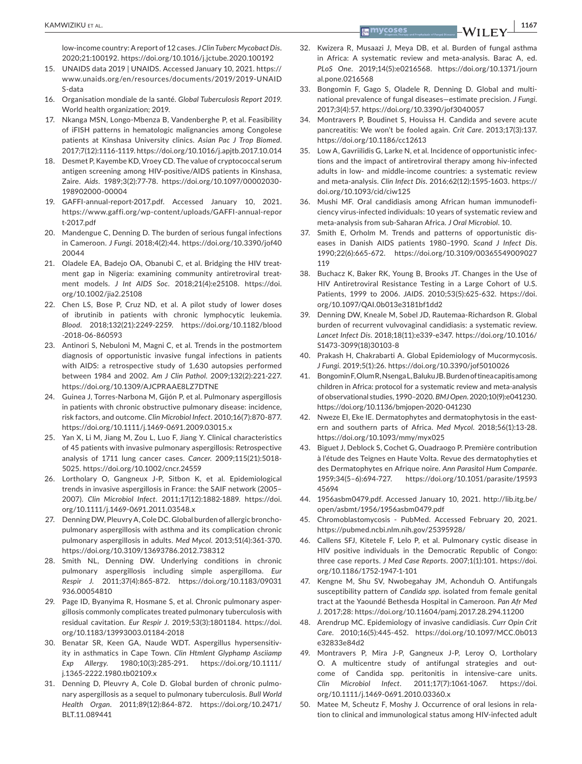low-income country: A report of 12 cases. *J Clin Tuberc Mycobact Dis*. 2020;21:100192. https://doi.org/10.1016/j.jctube.2020.100192

15. UNAIDS data 2019 | UNAIDS. Accessed January 10, 2021. https://www.unaids.org/en/resources/documents/2019/2019-UNAIDS-data
16. Organisation mondiale de la santé. *Global Tuberculosis Report 2019*. World health organization; 2019.
17. Nkanga MSN, Longo-Mbenza B, Vandenberghe P, et al. Feasibility of iFISH patterns in hematologic malignancies among Congolese patients at Kinshasa University clinics. *Asian Pac J Trop Biomed*. 2017;7(12):1116-1119. https://doi.org/10.1016/j.apjtb.2017.10.014
18. Desmet P, Kayembe KD, Vroey CD. The value of cryptococcal serum antigen screening among HIV-positive/AIDS patients in Kinshasa, Zaire. *Aids*. 1989;3(2):77-78. https://doi.org/10.1097/00002030-198902000-00004
19. GAFFI-annual-report-2017.pdf. Accessed January 10, 2021. https://www.gaffi.org/wp-content/uploads/GAFFI-annual-report-2017.pdf
20. Mandengue C, Denning D. The burden of serious fungal infections in Cameroon. *J Fungi*. 2018;4(2):44. https://doi.org/10.3390/jof4020044
21. Oladele EA, Badejo OA, Obanubi C, et al. Bridging the HIV treatment gap in Nigeria: examining community antiretroviral treatment models. *J Int AIDS Soc*. 2018;21(4):e25108. https://doi.org/10.1002/jia2.25108
22. Chen LS, Bose P, Cruz ND, et al. A pilot study of lower doses of ibrutinib in patients with chronic lymphocytic leukemia. *Blood*. 2018;132(21):2249-2259. https://doi.org/10.1182/blood-2018-06-860593
23. Antinori S, Nebuloni M, Magni C, et al. Trends in the postmortem diagnosis of opportunistic invasive fungal infections in patients with AIDS: a retrospective study of 1,630 autopsies performed between 1984 and 2002. *Am J Clin Pathol*. 2009;132(2):221-227. https://doi.org/10.1309/AJCPRAAE8LZ7DTNE
24. Guinea J, Torres-Narbona M, Gijón P, et al. Pulmonary aspergillosis in patients with chronic obstructive pulmonary disease: incidence, risk factors, and outcome. *Clin Microbiol Infect*. 2010;16(7):870-877. https://doi.org/10.1111/j.1469-0691.2009.03015.x
25. Yan X, Li M, Jiang M, Zou L, Luo F, Jiang Y. Clinical characteristics of 45 patients with invasive pulmonary aspergillosis: Retrospective analysis of 1711 lung cancer cases. *Cancer*. 2009;115(21):5018-5025. https://doi.org/10.1002/cncr.24559
26. Lortholary O, Gangneux J-P, Sitbon K, et al. Epidemiological trends in invasive aspergillosis in France: the SAIF network (2005–2007). *Clin Microbiol Infect*. 2011;17(12):1882-1889. https://doi.org/10.1111/j.1469-0691.2011.03548.x
27. Denning DW, Pleuvry A, Cole DC. Global burden of allergic bronchopulmonary aspergillosis with asthma and its complication chronic pulmonary aspergillosis in adults. *Med Mycol*. 2013;51(4):361-370. https://doi.org/10.3109/13693786.2012.738312
28. Smith NL, Denning DW. Underlying conditions in chronic pulmonary aspergillosis including simple aspergilloma. *Eur Respir J*. 2011;37(4):865-872. https://doi.org/10.1183/09031936.00054810
29. Page ID, Byanyima R, Hosmane S, et al. Chronic pulmonary aspergillosis commonly complicates treated pulmonary tuberculosis with residual cavitation. *Eur Respir J*. 2019;53(3):1801184. https://doi.org/10.1183/13993003.01184-2018
30. Benatar SR, Keen GA, Naude WDT. Aspergillus hypersensitivity in asthmatics in Cape Town. *Clin Htmlent Glyphamp Asciiamp Exp Allergy*. 1980;10(3):285-291. https://doi.org/10.1111/j.1365-2222.1980.tb02109.x
31. Denning D, Pleuvry A, Cole D. Global burden of chronic pulmonary aspergillosis as a sequel to pulmonary tuberculosis. *Bull World Health Organ*. 2011;89(12):864-872. https://doi.org/10.2471/BLT.11.089441
32. Kwizera R, Musaazi J, Meya DB, et al. Burden of fungal asthma in Africa: A systematic review and meta-analysis. Barac A, ed. *PLoS One*. 2019;14(5):e0216568. https://doi.org/10.1371/journal.pone.0216568
33. Bongomin F, Gago S, Oladele R, Denning D. Global and multinational prevalence of fungal diseases—estimate precision. *J Fungi*. 2017;3(4):57. https://doi.org/10.3390/jof3040057
34. Montravers P, Boudinet S, Houissa H. Candida and severe acute pancreatitis: We won't be fooled again. *Crit Care*. 2013;17(3):137. https://doi.org/10.1186/cc12613
35. Low A, Gavriilidis G, Larke N, et al. Incidence of opportunistic infections and the impact of antiretroviral therapy among hiv-infected adults in low- and middle-income countries: a systematic review and meta-analysis. *Clin Infect Dis*. 2016;62(12):1595-1603. https://doi.org/10.1093/cid/ciw125
36. Mushi MF. Oral candidiasis among African human immunodeficiency virus-infected individuals: 10 years of systematic review and meta-analysis from sub-Saharan Africa. *J Oral Microbiol*. 10.
37. Smith E, Orholm M. Trends and patterns of opportunistic diseases in Danish AIDS patients 1980–1990. *Scand J Infect Dis*. 1990;22(6):665-672. https://doi.org/10.3109/00365549009027119
38. Buchacz K, Baker RK, Young B, Brooks JT. Changes in the Use of HIV Antiretroviral Resistance Testing in a Large Cohort of U.S. Patients, 1999 to 2006. *JAIDS*. 2010;53(5):625-632. https://doi.org/10.1097/QAI.0b013e3181bf1dd2
39. Denning DW, Kneale M, Sobel JD, Rautemaa-Richardson R. Global burden of recurrent vulvovaginal candidiasis: a systematic review. *Lancet Infect Dis*. 2018;18(11):e339-e347. https://doi.org/10.1016/S1473-3099(18)30103-8
40. Prakash H, Chakrabarti A. Global Epidemiology of Mucormycosis. *J Fungi*. 2019;5(1):26. https://doi.org/10.3390/jof5010026
41. Bongomin F, Olum R, Nsenga L, Baluku JB. Burden of tinea capitis among children in Africa: protocol for a systematic review and meta-analysis of observational studies, 1990–2020. *BMJ Open*. 2020;10(9):e041230. https://doi.org/10.1136/bmjopen-2020-041230
42. Nweze EI, Eke IE. Dermatophytes and dermatophytosis in the eastern and southern parts of Africa. *Med Mycol*. 2018;56(1):13-28. https://doi.org/10.1093/mmy/myx025
43. Biguet J, Deblock S, Cochet G, Ouadraogo P. Première contribution à l'étude des Teignes en Haute Volta. Revue des dermatophyties et des Dermatophytes en Afrique noire. *Ann Parasitol Hum Comparée*. 1959;34(5–6):694-727. https://doi.org/10.1051/parasite/1959345694
44. 1956asbm0479.pdf. Accessed January 10, 2021. http://lib.itg.be/open/asbmt/1956/1956asbm0479.pdf
45. Chromoblastomycosis - PubMed. Accessed February 20, 2021. https://pubmed.ncbi.nlm.nih.gov/25395928/
46. Callens SFJ, Kitetele F, Lelo P, et al. Pulmonary cystic disease in HIV positive individuals in the Democratic Republic of Congo: three case reports. *J Med Case Reports*. 2007;1(1):101. https://doi.org/10.1186/1752-1947-1-101
47. Kengne M, Shu SV, Nwobegahay JM, Achonduh O. Antifungals susceptibility pattern of *Candida spp*. isolated from female genital tract at the Yaoundé Bethesda Hospital in Cameroon. *Pan Afr Med J*. 2017;28: https://doi.org/10.11604/pamj.2017.28.294.11200
48. Arendrup MC. Epidemiology of invasive candidiasis. *Curr Opin Crit Care*. 2010;16(5):445-452. https://doi.org/10.1097/MCC.0b013e32833e84d2
49. Montravers P, Mira J-P, Gangneux J-P, Leroy O, Lortholary O. A multicentre study of antifungal strategies and outcome of Candida spp. peritonitis in intensive-care units. *Clin Microbiol Infect*. 2011;17(7):1061-1067. https://doi.org/10.1111/j.1469-0691.2010.03360.x
50. Matee M, Scheutz F, Moshy J. Occurrence of oral lesions in relation to clinical and immunological status among HIV-infected adult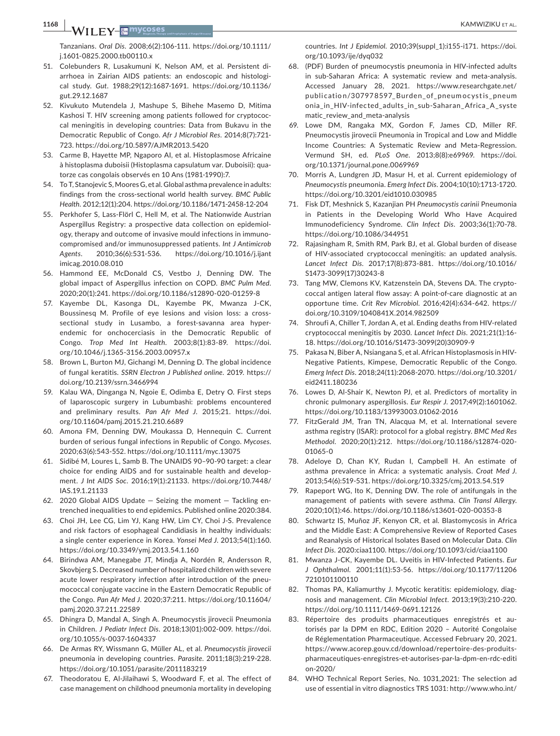Tanzanians. *Oral Dis*. 2008;6(2):106-111. https://doi.org/10.1111/j.1601-0825.2000.tb00110.x

51. Colebunders R, Lusakumuni K, Nelson AM, et al. Persistent diarrhoea in Zairian AIDS patients: an endoscopic and histological study. *Gut*. 1988;29(12):1687-1691. https://doi.org/10.1136/gut.29.12.1687
52. Kivukuto Mutendela J, Mashupe S, Bihehe Masemo D, Mitima Kashosi T. HIV screening among patients followed for cryptococcal meningitis in developing countries: Data from Bukavu in the Democratic Republic of Congo. *Afr J Microbiol Res*. 2014;8(7):721-723. https://doi.org/10.5897/AJMR2013.5420
53. Carme B, Hayette MP, Ngaporo AI, et al. Histoplasmose Africaine à histoplasma duboisii (Histoplasma capsulatum var. Duboisii): quatorze cas congolais observés en 10 Ans (1981-1990):7.
54. To T, Stanojevic S, Moores G, et al. Global asthma prevalence in adults: findings from the cross-sectional world health survey. *BMC Public Health*. 2012;12(1):204. https://doi.org/10.1186/1471-2458-12-204
55. Perkhofer S, Lass-Flörl C, Hell M, et al. The Nationwide Austrian Aspergillus Registry: a prospective data collection on epidemiology, therapy and outcome of invasive mould infections in immunocompromised and/or immunosuppressed patients. *Int J Antimicrob Agents*. 2010;36(6):531-536. https://doi.org/10.1016/j.ijantimicag.2010.08.010
56. Hammond EE, McDonald CS, Vestbo J, Denning DW. The global impact of Aspergillus infection on COPD. *BMC Pulm Med*. 2020;20(1):241. https://doi.org/10.1186/s12890-020-01259-8
57. Kayembe DL, Kasonga DL, Kayembe PK, Mwanza J-CK, Boussinesq M. Profile of eye lesions and vision loss: a cross-sectional study in Lusambo, a forest-savanna area hyperendemic for onchocerciasis in the Democratic Republic of Congo. *Trop Med Int Health*. 2003;8(1):83-89. https://doi.org/10.1046/j.1365-3156.2003.00957.x
58. Brown L, Burton MJ, Gichangi M, Denning D. The global incidence of fungal keratitis. *SSRN Electron J Published online*. 2019. https://doi.org/10.2139/ssrn.3466994
59. Kalau WA, Dinganga N, Ngoie E, Odimba E, Detry O. First steps of laparoscopic surgery in Lubumbashi: problems encountered and preliminary results. *Pan Afr Med J*. 2015;21. https://doi.org/10.11604/pamj.2015.21.210.6689
60. Amona FM, Denning DW, Moukassa D, Hennequin C. Current burden of serious fungal infections in Republic of Congo. *Mycoses*. 2020;63(6):543-552. https://doi.org/10.1111/myc.13075
61. Sidibé M, Loures L, Samb B. The UNAIDS 90–90-90 target: a clear choice for ending AIDS and for sustainable health and development. *J Int AIDS Soc*. 2016;19(1):21133. https://doi.org/10.7448/IAS.19.1.21133
62. 2020 Global AIDS Update — Seizing the moment — Tackling entrenched inequalities to end epidemics. Published online 2020:384.
63. Choi JH, Lee CG, Lim YJ, Kang HW, Lim CY, Choi J-S. Prevalence and risk factors of esophageal Candidiasis in healthy individuals: a single center experience in Korea. *Yonsei Med J*. 2013;54(1):160. https://doi.org/10.3349/ymj.2013.54.1.160
64. Birindwa AM, Manegabe JT, Mindja A, Nordén R, Andersson R, Skovbjerg S. Decreased number of hospitalized children with severe acute lower respiratory infection after introduction of the pneumococcal conjugate vaccine in the Eastern Democratic Republic of the Congo. *Pan Afr Med J*. 2020;37:211. https://doi.org/10.11604/pamj.2020.37.211.22589
65. Dhingra D, Mandal A, Singh A. Pneumocystis jirovecii Pneumonia in Children. *J Pediatr Infect Dis*. 2018;13(01):002-009. https://doi.org/10.1055/s-0037-1604337
66. De Armas RY, Wissmann G, Müller AL, et al. *Pneumocystis jirovecii* pneumonia in developing countries. *Parasite*. 2011;18(3):219-228. https://doi.org/10.1051/parasite/2011183219
67. Theodoratou E, Al-Jilaihawi S, Woodward F, et al. The effect of case management on childhood pneumonia mortality in developing countries. *Int J Epidemiol*. 2010;39(suppl_1):i155-i171. https://doi.org/10.1093/ije/dyq032
68. (PDF) Burden of pneumocystis pneumonia in HIV-infected adults in sub-Saharan Africa: A systematic review and meta-analysis. Accessed January 28, 2021. https://www.researchgate.net/publication/307978597_Burden_of_pneumocystis_pneumonia_in_HIV-infected_adults_in_sub-Saharan_Africa_A_systematic_review_and_meta-analysis
69. Lowe DM, Rangaka MX, Gordon F, James CD, Miller RF. Pneumocystis jirovecii Pneumonia in Tropical and Low and Middle Income Countries: A Systematic Review and Meta-Regression. Vermund SH, ed. *PLoS One*. 2013;8(8):e69969. https://doi.org/10.1371/journal.pone.0069969
70. Morris A, Lundgren JD, Masur H, et al. Current epidemiology of *Pneumocystis* pneumonia. *Emerg Infect Dis*. 2004;10(10):1713-1720. https://doi.org/10.3201/eid1010.030985
71. Fisk DT, Meshnick S, Kazanjian PH *Pneumocystis carinii* Pneumonia in Patients in the Developing World Who Have Acquired Immunodeficiency Syndrome. *Clin Infect Dis*. 2003;36(1):70-78. https://doi.org/10.1086/344951
72. Rajasingham R, Smith RM, Park BJ, et al. Global burden of disease of HIV-associated cryptococcal meningitis: an updated analysis. *Lancet Infect Dis*. 2017;17(8):873-881. https://doi.org/10.1016/S1473-3099(17)30243-8
73. Tang MW, Clemons KV, Katzenstein DA, Stevens DA. The cryptococcal antigen lateral flow assay: A point-of-care diagnostic at an opportune time. *Crit Rev Microbiol*. 2016;42(4):634-642. https://doi.org/10.3109/1040841X.2014.982509
74. Shroufi A, Chiller T, Jordan A, et al. Ending deaths from HIV-related cryptococcal meningitis by 2030. *Lancet Infect Dis*. 2021;21(1):16-18. https://doi.org/10.1016/S1473-3099(20)30909-9
75. Pakasa N, Biber A, Nsiangana S, et al. African Histoplasmosis in HIV-Negative Patients, Kimpese, Democratic Republic of the Congo. *Emerg Infect Dis*. 2018;24(11):2068-2070. https://doi.org/10.3201/eid2411.180236
76. Lowes D, Al-Shair K, Newton PJ, et al. Predictors of mortality in chronic pulmonary aspergillosis. *Eur Respir J*. 2017;49(2):1601062. https://doi.org/10.1183/13993003.01062-2016
77. FitzGerald JM, Tran TN, Alacqua M, et al. International severe asthma registry (ISAR): protocol for a global registry. *BMC Med Res Methodol*. 2020;20(1):212. https://doi.org/10.1186/s12874-020-01065-0
78. Adeloye D, Chan KY, Rudan I, Campbell H. An estimate of asthma prevalence in Africa: a systematic analysis. *Croat Med J*. 2013;54(6):519-531. https://doi.org/10.3325/cmj.2013.54.519
79. Rapeport WG, Ito K, Denning DW. The role of antifungals in the management of patients with severe asthma. *Clin Transl Allergy*. 2020;10(1):46. https://doi.org/10.1186/s13601-020-00353-8
80. Schwartz IS, Muñoz JF, Kenyon CR, et al. Blastomycosis in Africa and the Middle East: A Comprehensive Review of Reported Cases and Reanalysis of Historical Isolates Based on Molecular Data. *Clin Infect Dis*. 2020:ciaa1100. https://doi.org/10.1093/cid/ciaa1100
81. Mwanza J-CK, Kayembe DL. Uveitis in HIV-Infected Patients. *Eur J Ophthalmol*. 2001;11(1):53-56. https://doi.org/10.1177/112067210101100110
82. Thomas PA, Kaliamurthy J. Mycotic keratitis: epidemiology, diagnosis and management. *Clin Microbiol Infect*. 2013;19(3):210-220. https://doi.org/10.1111/1469-0691.12126
83. Répertoire des produits pharmaceutiques enregistrés et autorisés par la DPM en RDC, Edition 2020 – Autorité Congolaise de Réglementation Pharmaceutique. Accessed February 20, 2021. https://www.acorep.gouv.cd/download/repertoire-des-produits-pharmaceutiques-enregistres-et-autorises-par-la-dpm-en-rdc-edition-2020/
84. WHO Technical Report Series, No. 1031,2021: The selection ad use of essential in vitro diagnostics TRS 1031: http://www.who.int/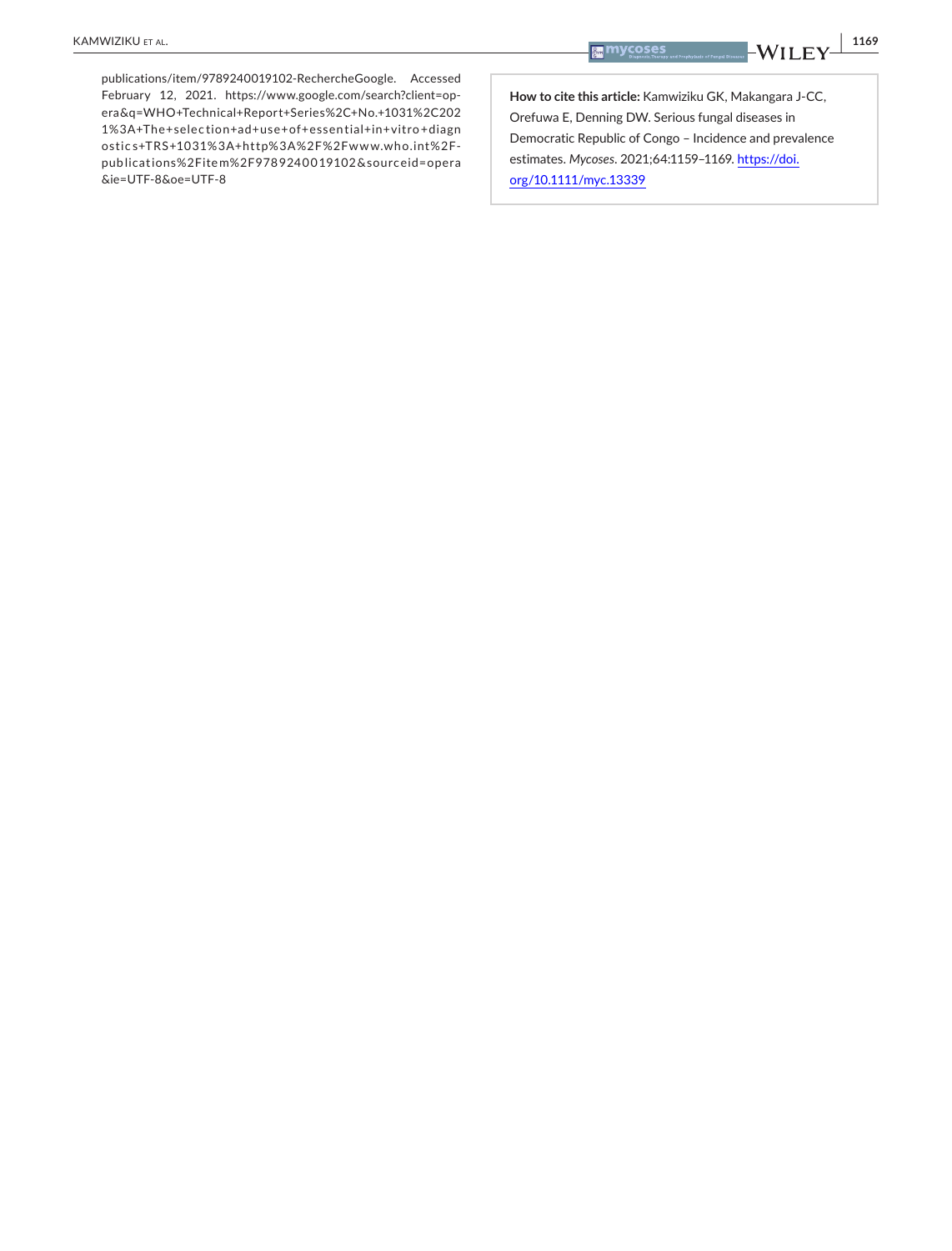publications/item/9789240019102-RechercheGoogle. Accessed February 12, 2021. https://www.google.com/search?client=opera&q=WHO+Technical+Report+Series%2C+No.+1031%2C2021%3A+The+selection+ad+use+of+essential+in+vitro+diagnostics+TRS+1031%3A+http%3A%2F%2Fwww.who.int%2Fpublications%2Fitem%2F9789240019102&sourceid=opera&ie=UTF-8&oe=UTF-8

**How to cite this article:** Kamwiziku GK, Makangara J-CC, Orefuwa E, Denning DW. Serious fungal diseases in Democratic Republic of Congo – Incidence and prevalence estimates. *Mycoses*. 2021;64:1159–1169. https://doi.org/10.1111/myc.13339